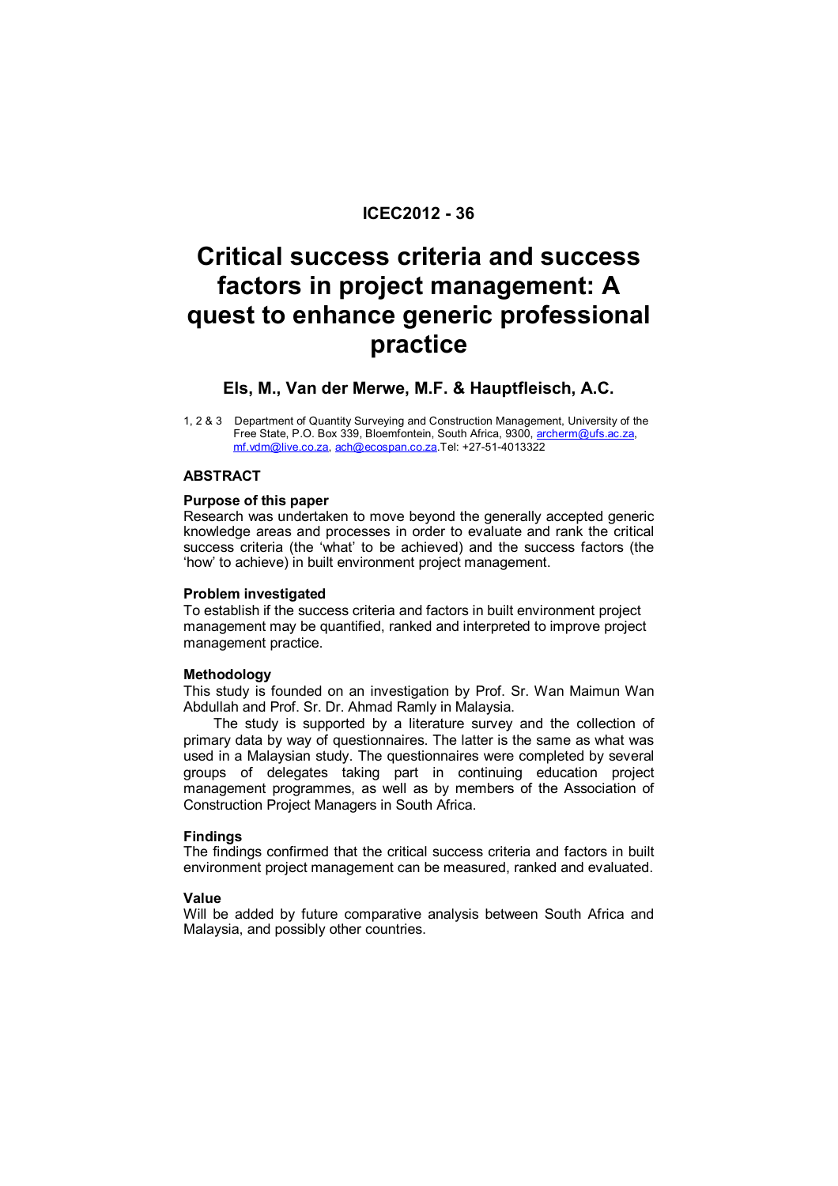**ICEC2012 - 36**

# Critical success criteria and success factors in project management: A quest to enhance generic professional practice

## Els, M., Van der Merwe, M.F. & Hauptfleisch, A.C.

1, 2 & 3 Department of Quantity Surveying and Construction Management, University of the Free State, P.O. Box 339, Bloemfontein, South Africa, 9300, archerm@ufs.ac.za, mf.vdm@live.co.za, ach@ecospan.co.za.Tel: +27-51-4013322

### ABSTRACT

**Purpose of this paper**

Research was undertaken to move beyond the generally accepted generic knowledge areas and processes in order to evaluate and rank the critical success criteria (the 'what' to be achieved) and the success factors (the 'how' to achieve) in built environment project management.

**Problem investigated**

To establish if the success criteria and factors in built environment project management may be quantified, ranked and interpreted to improve project management practice.

**Methodology**

This study is founded on an investigation by Prof. Sr. Wan Maimun Wan Abdullah and Prof. Sr. Dr. Ahmad Ramly in Malaysia.

The study is supported by a literature survey and the collection of primary data by way of questionnaires. The latter is the same as what was used in a Malaysian study. The questionnaires were completed by several groups of delegates taking part in continuing education project management programmes, as well as by members of the Association of Construction Project Managers in South Africa.

**Findings**

The findings confirmed that the critical success criteria and factors in built environment project management can be measured, ranked and evaluated.

**Value**

Will be added by future comparative analysis between South Africa and Malaysia, and possibly other countries.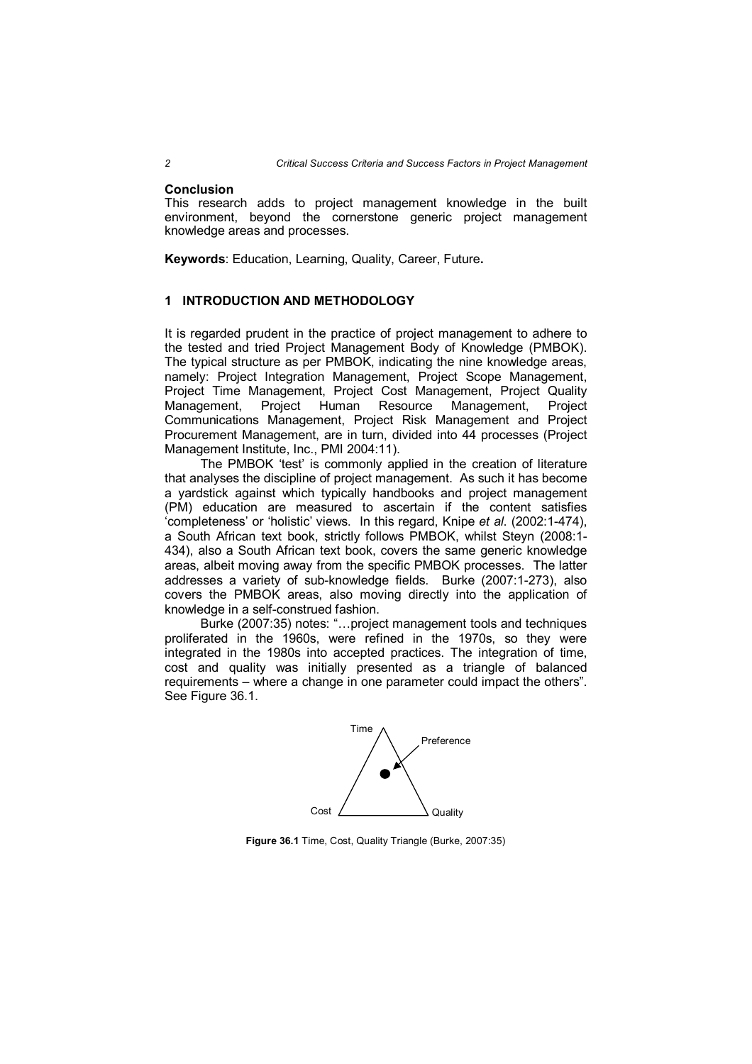**Conclusion**
This research adds to project management knowledge in the built environment, beyond the cornerstone generic project management knowledge areas and processes.

**Keywords**: Education, Learning, Quality, Career, Future**.**

## 1 INTRODUCTION AND METHODOLOGY

It is regarded prudent in the practice of project management to adhere to the tested and tried Project Management Body of Knowledge (PMBOK). The typical structure as per PMBOK, indicating the nine knowledge areas, namely: Project Integration Management, Project Scope Management, Project Time Management, Project Cost Management, Project Quality Management, Project Human Resource Management, Project Communications Management, Project Risk Management and Project Procurement Management, are in turn, divided into 44 processes (Project Management Institute, Inc., PMI 2004:11).

The PMBOK 'test' is commonly applied in the creation of literature that analyses the discipline of project management. As such it has become a yardstick against which typically handbooks and project management (PM) education are measured to ascertain if the content satisfies 'completeness' or 'holistic' views. In this regard, Knipe *et al*. (2002:1-474), a South African text book, strictly follows PMBOK, whilst Steyn (2008:1-434), also a South African text book, covers the same generic knowledge areas, albeit moving away from the specific PMBOK processes. The latter addresses a variety of sub-knowledge fields. Burke (2007:1-273), also covers the PMBOK areas, also moving directly into the application of knowledge in a self-construed fashion.

Burke (2007:35) notes: "…project management tools and techniques proliferated in the 1960s, were refined in the 1970s, so they were integrated in the 1980s into accepted practices. The integration of time, cost and quality was initially presented as a triangle of balanced requirements – where a change in one parameter could impact the others". See Figure 36.1.

Time

Preference

Cost

Quality

**Figure 36.1** Time, Cost, Quality Triangle (Burke, 2007:35)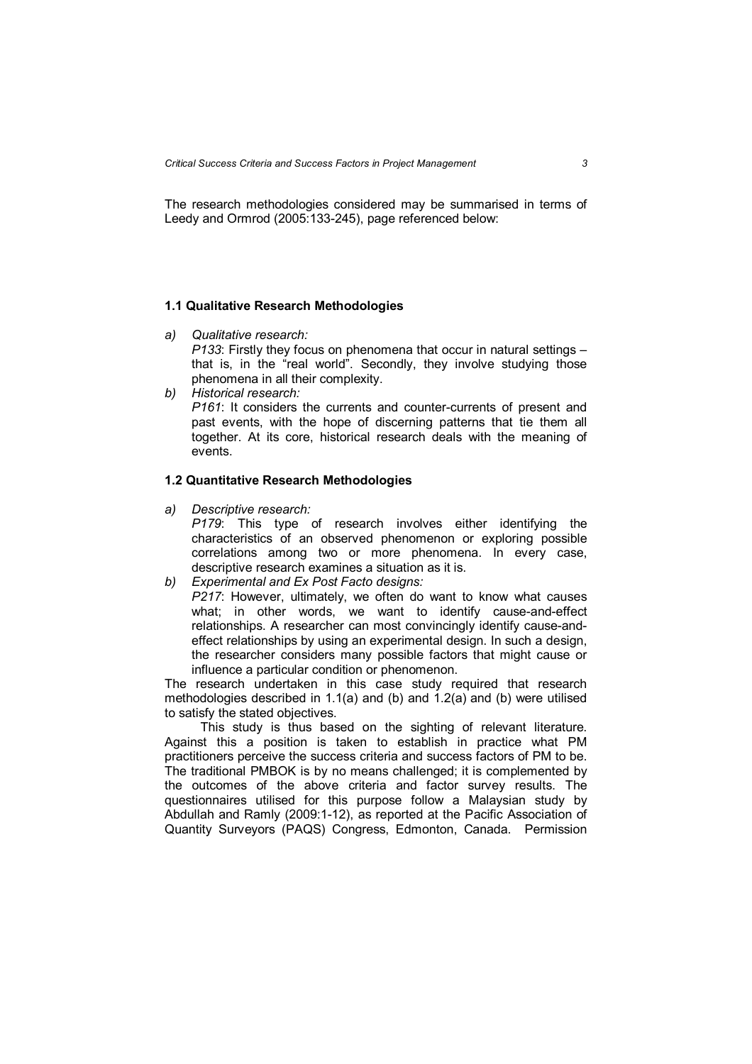The research methodologies considered may be summarised in terms of Leedy and Ormrod (2005:133-245), page referenced below:

### 1.1 Qualitative Research Methodologies

a) *Qualitative research:*
   *P133*: Firstly they focus on phenomena that occur in natural settings – that is, in the "real world". Secondly, they involve studying those phenomena in all their complexity.
b) *Historical research:*
   *P161*: It considers the currents and counter-currents of present and past events, with the hope of discerning patterns that tie them all together. At its core, historical research deals with the meaning of events.

### 1.2 Quantitative Research Methodologies

a) *Descriptive research:*
   *P179*: This type of research involves either identifying the characteristics of an observed phenomenon or exploring possible correlations among two or more phenomena. In every case, descriptive research examines a situation as it is.
b) *Experimental and Ex Post Facto designs:*
   *P217*: However, ultimately, we often do want to know what causes what; in other words, we want to identify cause-and-effect relationships. A researcher can most convincingly identify cause-and-effect relationships by using an experimental design. In such a design, the researcher considers many possible factors that might cause or influence a particular condition or phenomenon.

The research undertaken in this case study required that research methodologies described in 1.1(a) and (b) and 1.2(a) and (b) were utilised to satisfy the stated objectives.

This study is thus based on the sighting of relevant literature. Against this a position is taken to establish in practice what PM practitioners perceive the success criteria and success factors of PM to be. The traditional PMBOK is by no means challenged; it is complemented by the outcomes of the above criteria and factor survey results. The questionnaires utilised for this purpose follow a Malaysian study by Abdullah and Ramly (2009:1-12), as reported at the Pacific Association of Quantity Surveyors (PAQS) Congress, Edmonton, Canada. Permission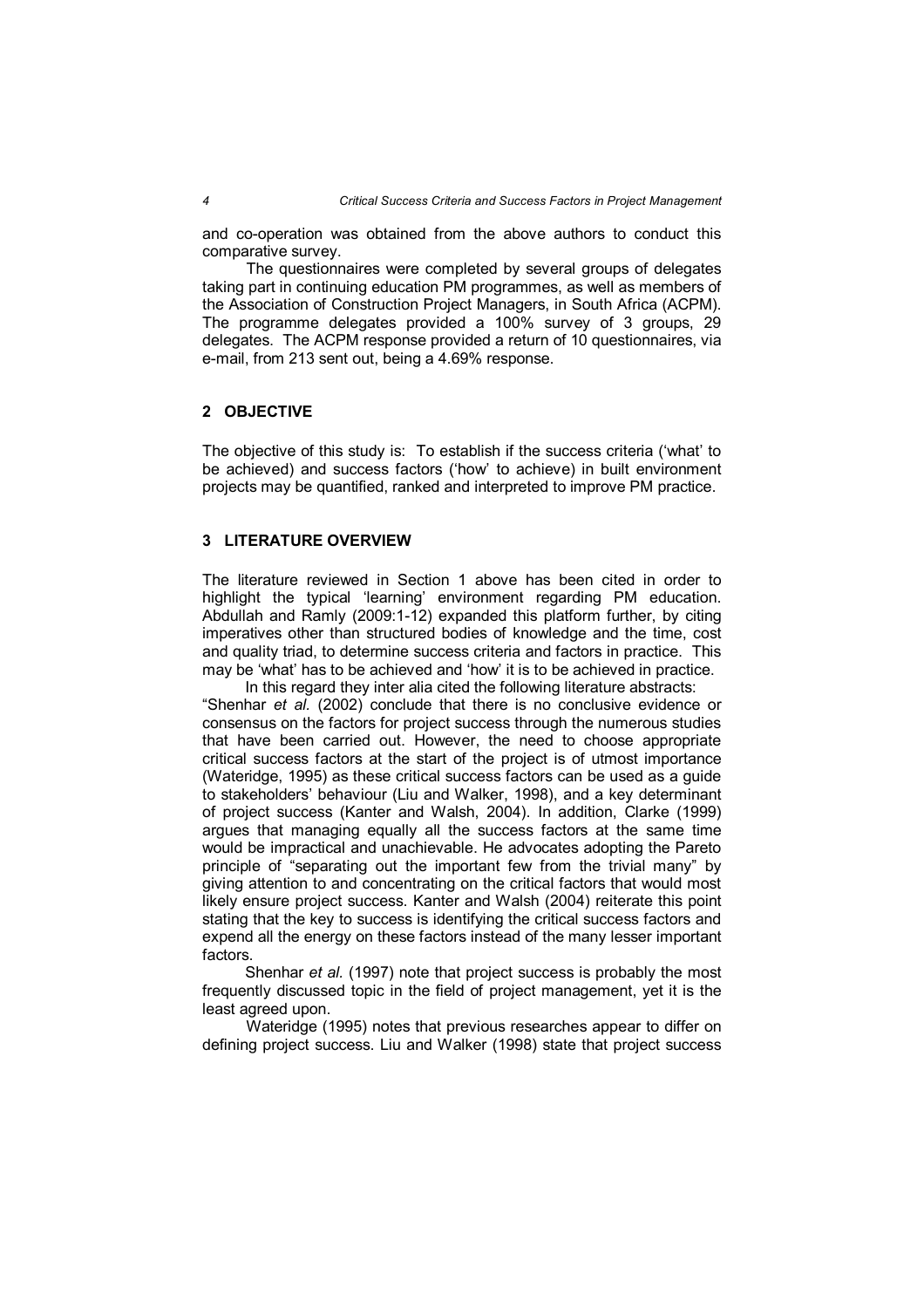and co-operation was obtained from the above authors to conduct this comparative survey.

The questionnaires were completed by several groups of delegates taking part in continuing education PM programmes, as well as members of the Association of Construction Project Managers, in South Africa (ACPM). The programme delegates provided a 100% survey of 3 groups, 29 delegates. The ACPM response provided a return of 10 questionnaires, via e-mail, from 213 sent out, being a 4.69% response.

## 2 OBJECTIVE

The objective of this study is: To establish if the success criteria ('what' to be achieved) and success factors ('how' to achieve) in built environment projects may be quantified, ranked and interpreted to improve PM practice.

## 3 LITERATURE OVERVIEW

The literature reviewed in Section 1 above has been cited in order to highlight the typical 'learning' environment regarding PM education. Abdullah and Ramly (2009:1-12) expanded this platform further, by citing imperatives other than structured bodies of knowledge and the time, cost and quality triad, to determine success criteria and factors in practice. This may be 'what' has to be achieved and 'how' it is to be achieved in practice.

In this regard they inter alia cited the following literature abstracts: "Shenhar *et al.* (2002) conclude that there is no conclusive evidence or consensus on the factors for project success through the numerous studies that have been carried out. However, the need to choose appropriate critical success factors at the start of the project is of utmost importance (Wateridge, 1995) as these critical success factors can be used as a guide to stakeholders' behaviour (Liu and Walker, 1998), and a key determinant of project success (Kanter and Walsh, 2004). In addition, Clarke (1999) argues that managing equally all the success factors at the same time would be impractical and unachievable. He advocates adopting the Pareto principle of "separating out the important few from the trivial many" by giving attention to and concentrating on the critical factors that would most likely ensure project success. Kanter and Walsh (2004) reiterate this point stating that the key to success is identifying the critical success factors and expend all the energy on these factors instead of the many lesser important factors.

Shenhar *et al.* (1997) note that project success is probably the most frequently discussed topic in the field of project management, yet it is the least agreed upon.

Wateridge (1995) notes that previous researches appear to differ on defining project success. Liu and Walker (1998) state that project success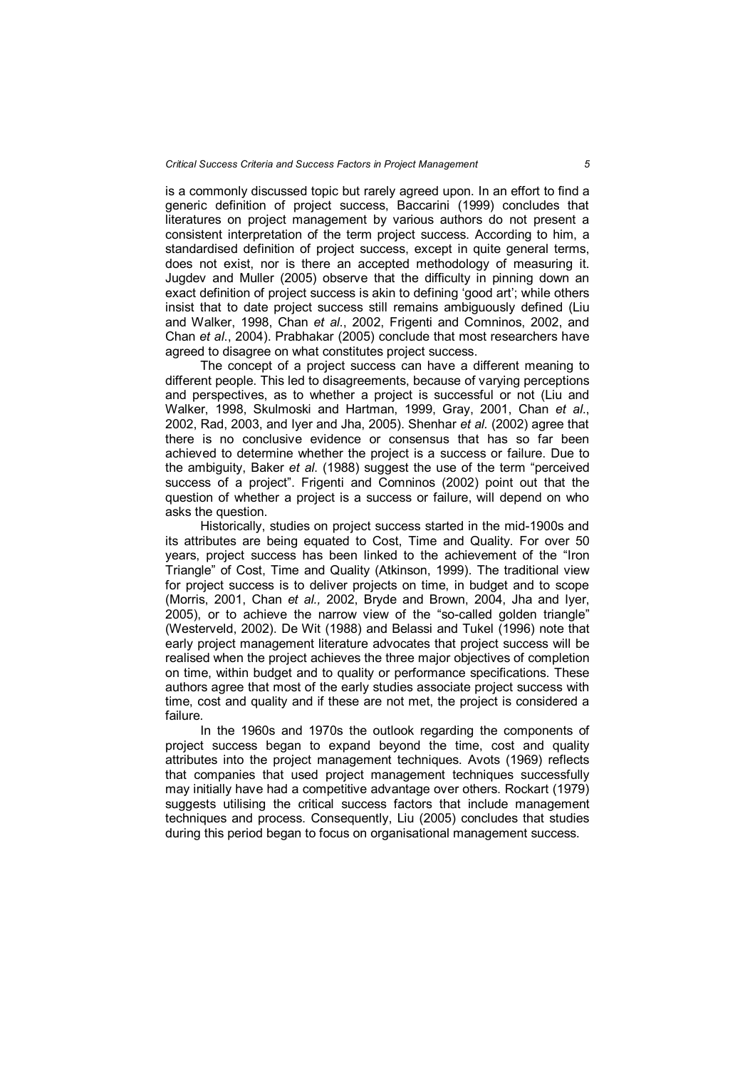is a commonly discussed topic but rarely agreed upon. In an effort to find a generic definition of project success, Baccarini (1999) concludes that literatures on project management by various authors do not present a consistent interpretation of the term project success. According to him, a standardised definition of project success, except in quite general terms, does not exist, nor is there an accepted methodology of measuring it. Jugdev and Muller (2005) observe that the difficulty in pinning down an exact definition of project success is akin to defining 'good art'; while others insist that to date project success still remains ambiguously defined (Liu and Walker, 1998, Chan *et al*., 2002, Frigenti and Comninos, 2002, and Chan *et al*., 2004). Prabhakar (2005) conclude that most researchers have agreed to disagree on what constitutes project success.

The concept of a project success can have a different meaning to different people. This led to disagreements, because of varying perceptions and perspectives, as to whether a project is successful or not (Liu and Walker, 1998, Skulmoski and Hartman, 1999, Gray, 2001, Chan *et al*., 2002, Rad, 2003, and Iyer and Jha, 2005). Shenhar *et al.* (2002) agree that there is no conclusive evidence or consensus that has so far been achieved to determine whether the project is a success or failure. Due to the ambiguity, Baker *et al*. (1988) suggest the use of the term "perceived success of a project". Frigenti and Comninos (2002) point out that the question of whether a project is a success or failure, will depend on who asks the question.

Historically, studies on project success started in the mid-1900s and its attributes are being equated to Cost, Time and Quality. For over 50 years, project success has been linked to the achievement of the "Iron Triangle" of Cost, Time and Quality (Atkinson, 1999). The traditional view for project success is to deliver projects on time, in budget and to scope (Morris, 2001, Chan *et al.,* 2002, Bryde and Brown, 2004, Jha and Iyer, 2005), or to achieve the narrow view of the "so-called golden triangle" (Westerveld, 2002). De Wit (1988) and Belassi and Tukel (1996) note that early project management literature advocates that project success will be realised when the project achieves the three major objectives of completion on time, within budget and to quality or performance specifications. These authors agree that most of the early studies associate project success with time, cost and quality and if these are not met, the project is considered a failure.

In the 1960s and 1970s the outlook regarding the components of project success began to expand beyond the time, cost and quality attributes into the project management techniques. Avots (1969) reflects that companies that used project management techniques successfully may initially have had a competitive advantage over others. Rockart (1979) suggests utilising the critical success factors that include management techniques and process. Consequently, Liu (2005) concludes that studies during this period began to focus on organisational management success.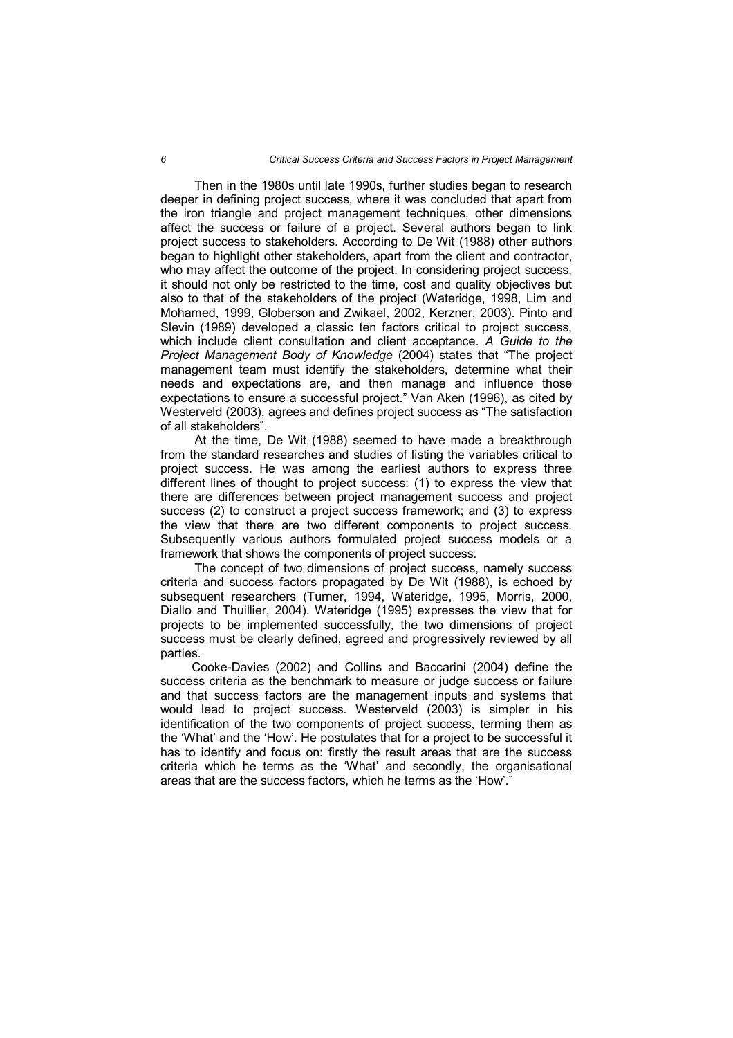Then in the 1980s until late 1990s, further studies began to research deeper in defining project success, where it was concluded that apart from the iron triangle and project management techniques, other dimensions affect the success or failure of a project. Several authors began to link project success to stakeholders. According to De Wit (1988) other authors began to highlight other stakeholders, apart from the client and contractor, who may affect the outcome of the project. In considering project success, it should not only be restricted to the time, cost and quality objectives but also to that of the stakeholders of the project (Wateridge, 1998, Lim and Mohamed, 1999, Globerson and Zwikael, 2002, Kerzner, 2003). Pinto and Slevin (1989) developed a classic ten factors critical to project success, which include client consultation and client acceptance. *A Guide to the Project Management Body of Knowledge* (2004) states that "The project management team must identify the stakeholders, determine what their needs and expectations are, and then manage and influence those expectations to ensure a successful project." Van Aken (1996), as cited by Westerveld (2003), agrees and defines project success as "The satisfaction of all stakeholders".

At the time, De Wit (1988) seemed to have made a breakthrough from the standard researches and studies of listing the variables critical to project success. He was among the earliest authors to express three different lines of thought to project success: (1) to express the view that there are differences between project management success and project success (2) to construct a project success framework; and (3) to express the view that there are two different components to project success. Subsequently various authors formulated project success models or a framework that shows the components of project success.

The concept of two dimensions of project success, namely success criteria and success factors propagated by De Wit (1988), is echoed by subsequent researchers (Turner, 1994, Wateridge, 1995, Morris, 2000, Diallo and Thuillier, 2004). Wateridge (1995) expresses the view that for projects to be implemented successfully, the two dimensions of project success must be clearly defined, agreed and progressively reviewed by all parties.

Cooke-Davies (2002) and Collins and Baccarini (2004) define the success criteria as the benchmark to measure or judge success or failure and that success factors are the management inputs and systems that would lead to project success. Westerveld (2003) is simpler in his identification of the two components of project success, terming them as the 'What' and the 'How'. He postulates that for a project to be successful it has to identify and focus on: firstly the result areas that are the success criteria which he terms as the 'What' and secondly, the organisational areas that are the success factors, which he terms as the 'How'."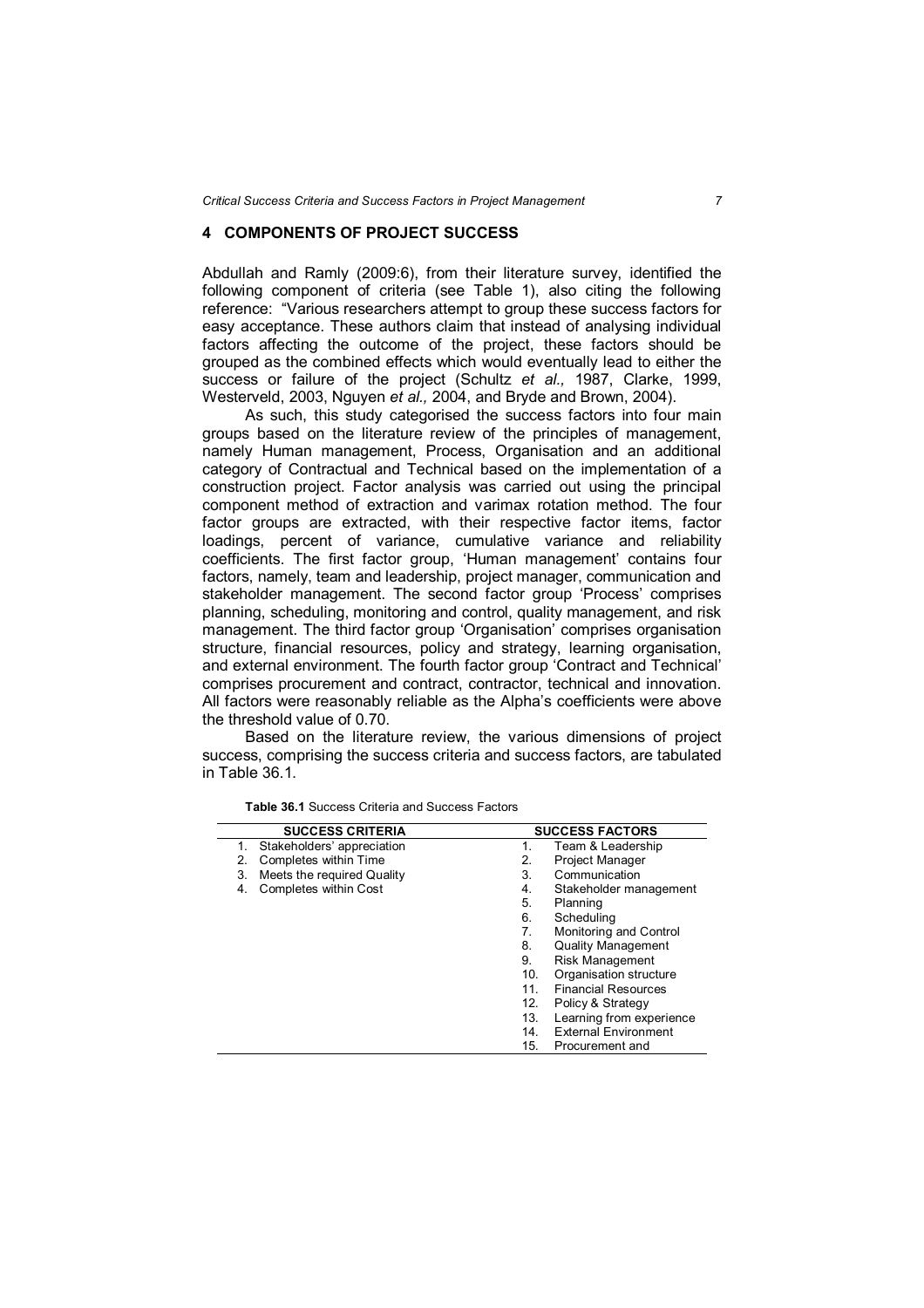## 4 COMPONENTS OF PROJECT SUCCESS

Abdullah and Ramly (2009:6), from their literature survey, identified the following component of criteria (see Table 1), also citing the following reference: "Various researchers attempt to group these success factors for easy acceptance. These authors claim that instead of analysing individual factors affecting the outcome of the project, these factors should be grouped as the combined effects which would eventually lead to either the success or failure of the project (Schultz *et al.,* 1987, Clarke, 1999, Westerveld, 2003, Nguyen *et al.,* 2004, and Bryde and Brown, 2004).

As such, this study categorised the success factors into four main groups based on the literature review of the principles of management, namely Human management, Process, Organisation and an additional category of Contractual and Technical based on the implementation of a construction project. Factor analysis was carried out using the principal component method of extraction and varimax rotation method. The four factor groups are extracted, with their respective factor items, factor loadings, percent of variance, cumulative variance and reliability coefficients. The first factor group, 'Human management' contains four factors, namely, team and leadership, project manager, communication and stakeholder management. The second factor group 'Process' comprises planning, scheduling, monitoring and control, quality management, and risk management. The third factor group 'Organisation' comprises organisation structure, financial resources, policy and strategy, learning organisation, and external environment. The fourth factor group 'Contract and Technical' comprises procurement and contract, contractor, technical and innovation. All factors were reasonably reliable as the Alpha's coefficients were above the threshold value of 0.70.

Based on the literature review, the various dimensions of project success, comprising the success criteria and success factors, are tabulated in Table 36.1.

**Table 36.1** Success Criteria and Success Factors

| SUCCESS CRITERIA | SUCCESS FACTORS |
|---|---|
| 1. Stakeholders' appreciation | 1. Team & Leadership |
| 2. Completes within Time | 2. Project Manager |
| 3. Meets the required Quality | 3. Communication |
| 4. Completes within Cost | 4. Stakeholder management |
| | 5. Planning |
| | 6. Scheduling |
| | 7. Monitoring and Control |
| | 8. Quality Management |
| | 9. Risk Management |
| | 10. Organisation structure |
| | 11. Financial Resources |
| | 12. Policy & Strategy |
| | 13. Learning from experience |
| | 14. External Environment |
| | 15. Procurement and |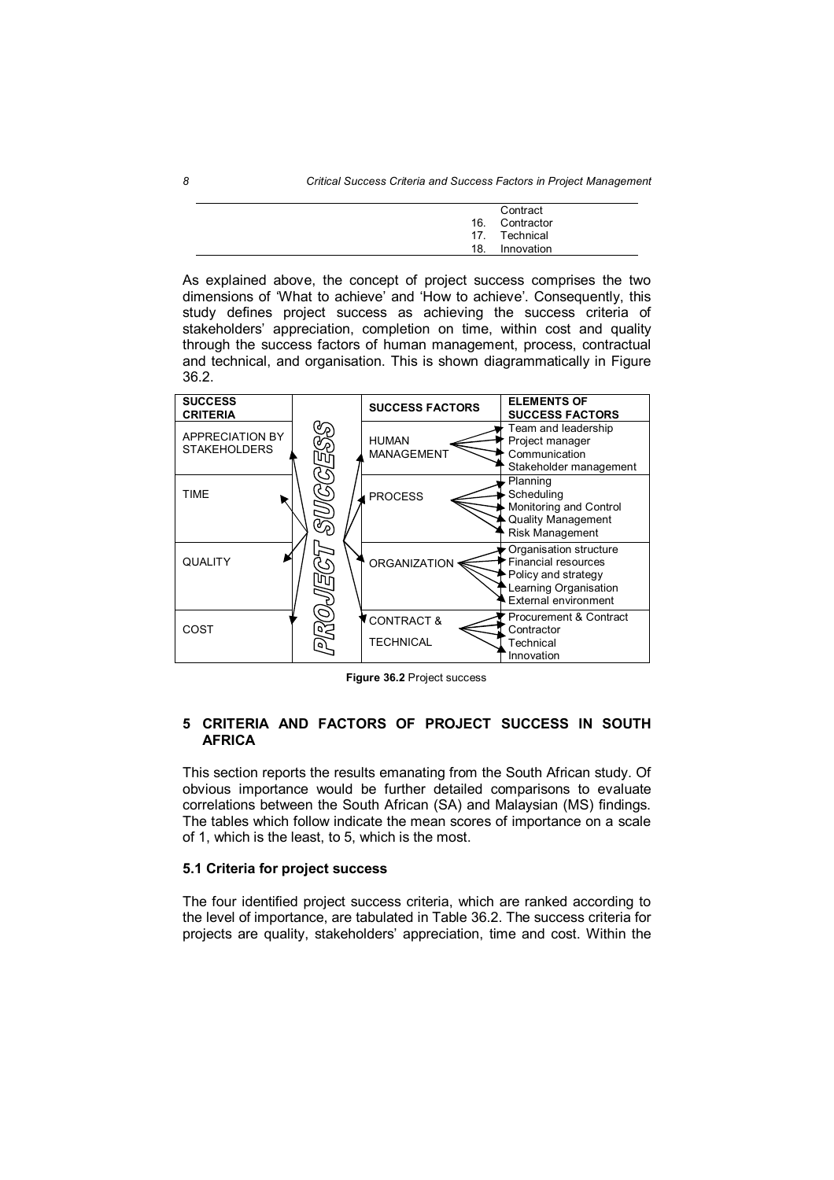| | | |
|---|---|---|
| | | Contract |
| | 16. | Contractor |
| | 17. | Technical |
| | 18. | Innovation |

As explained above, the concept of project success comprises the two dimensions of 'What to achieve' and 'How to achieve'. Consequently, this study defines project success as achieving the success criteria of stakeholders' appreciation, completion on time, within cost and quality through the success factors of human management, process, contractual and technical, and organisation. This is shown diagrammatically in Figure 36.2.

| SUCCESS CRITERIA | | SUCCESS FACTORS | ELEMENTS OF SUCCESS FACTORS |
|---|---|---|---|
| APPRECIATION BY STAKEHOLDERS | PROJECT SUCCESS | HUMAN MANAGEMENT | Team and leadership<br>Project manager<br>Communication<br>Stakeholder management |
| TIME | | PROCESS | Planning<br>Scheduling<br>Monitoring and Control<br>Quality Management<br>Risk Management |
| QUALITY | | ORGANIZATION | Organisation structure<br>Financial resources<br>Policy and strategy<br>Learning Organisation<br>External environment |
| COST | | CONTRACT & TECHNICAL | Procurement & Contract<br>Contractor<br>Technical<br>Innovation |

**Figure 36.2** Project success

## 5 CRITERIA AND FACTORS OF PROJECT SUCCESS IN SOUTH AFRICA

This section reports the results emanating from the South African study. Of obvious importance would be further detailed comparisons to evaluate correlations between the South African (SA) and Malaysian (MS) findings. The tables which follow indicate the mean scores of importance on a scale of 1, which is the least, to 5, which is the most.

### 5.1 Criteria for project success

The four identified project success criteria, which are ranked according to the level of importance, are tabulated in Table 36.2. The success criteria for projects are quality, stakeholders' appreciation, time and cost. Within the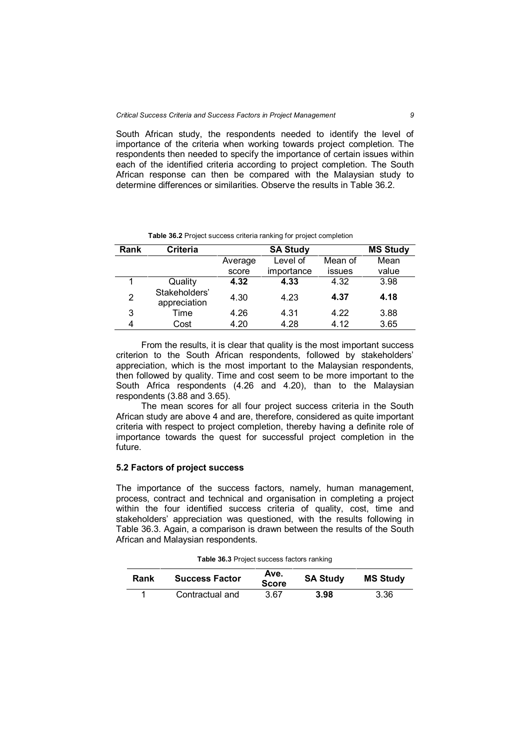South African study, the respondents needed to identify the level of importance of the criteria when working towards project completion. The respondents then needed to specify the importance of certain issues within each of the identified criteria according to project completion. The South African response can then be compared with the Malaysian study to determine differences or similarities. Observe the results in Table 36.2.

**Table 36.2** Project success criteria ranking for project completion

| Rank | Criteria | SA Study | | | MS Study |
|---|---|---|---|---|---|
| | | Average score | Level of importance | Mean of issues | Mean value |
| 1 | Quality | **4.32** | **4.33** | 4.32 | 3.98 |
| 2 | Stakeholders' appreciation | 4.30 | 4.23 | **4.37** | **4.18** |
| 3 | Time | 4.26 | 4.31 | 4.22 | 3.88 |
| 4 | Cost | 4.20 | 4.28 | 4.12 | 3.65 |

From the results, it is clear that quality is the most important success criterion to the South African respondents, followed by stakeholders' appreciation, which is the most important to the Malaysian respondents, then followed by quality. Time and cost seem to be more important to the South Africa respondents (4.26 and 4.20), than to the Malaysian respondents (3.88 and 3.65).

The mean scores for all four project success criteria in the South African study are above 4 and are, therefore, considered as quite important criteria with respect to project completion, thereby having a definite role of importance towards the quest for successful project completion in the future.

### 5.2 Factors of project success

The importance of the success factors, namely, human management, process, contract and technical and organisation in completing a project within the four identified success criteria of quality, cost, time and stakeholders' appreciation was questioned, with the results following in Table 36.3. Again, a comparison is drawn between the results of the South African and Malaysian respondents.

**Table 36.3** Project success factors ranking

| Rank | Success Factor | Ave. Score | SA Study | MS Study |
|---|---|---|---|---|
| 1 | Contractual and | 3.67 | **3.98** | 3.36 |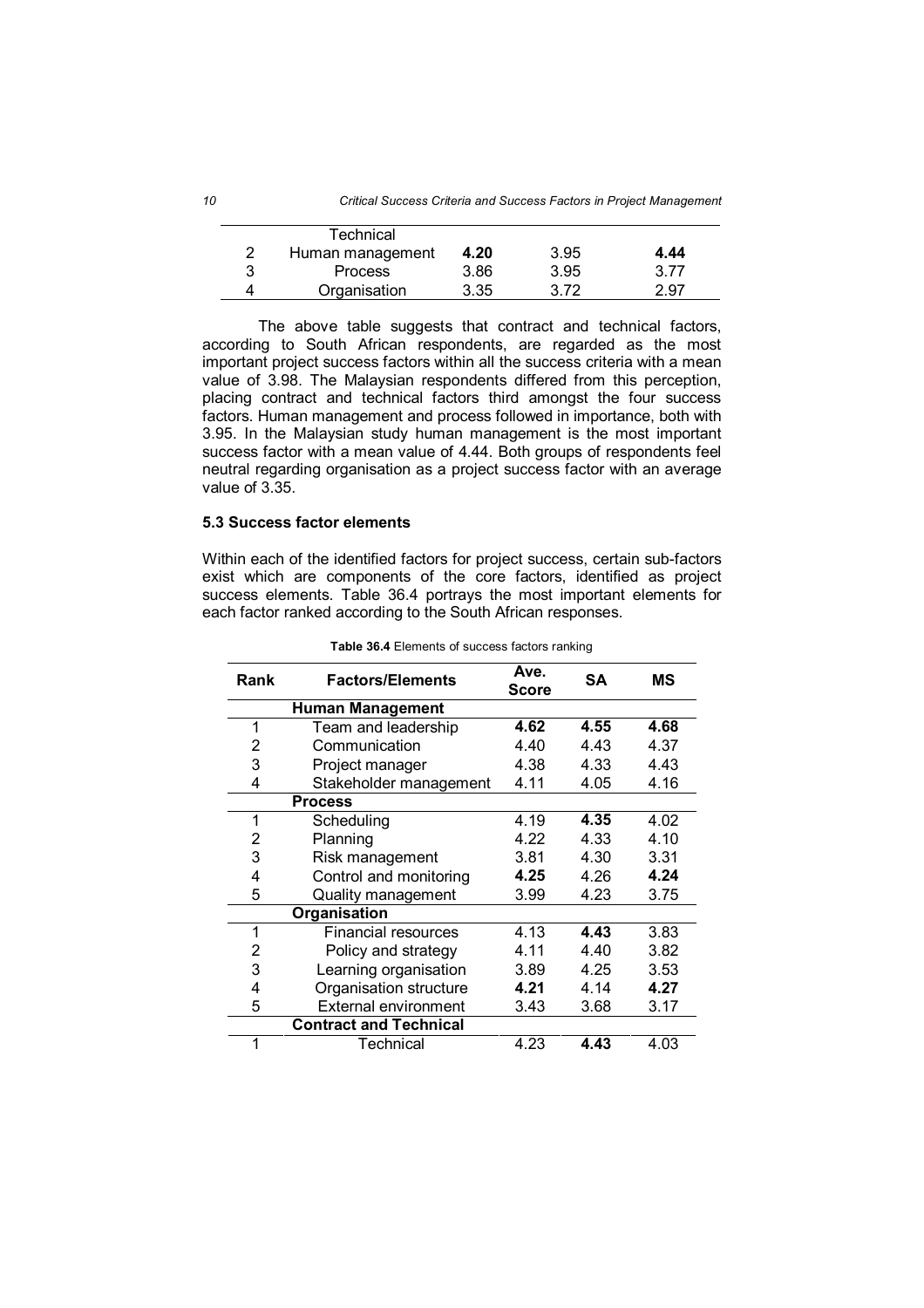| | Technical | | | |
|---|---|---|---|---|
| 2 | Human management | **4.20** | 3.95 | **4.44** |
| 3 | Process | 3.86 | 3.95 | 3.77 |
| 4 | Organisation | 3.35 | 3.72 | 2.97 |

The above table suggests that contract and technical factors, according to South African respondents, are regarded as the most important project success factors within all the success criteria with a mean value of 3.98. The Malaysian respondents differed from this perception, placing contract and technical factors third amongst the four success factors. Human management and process followed in importance, both with 3.95. In the Malaysian study human management is the most important success factor with a mean value of 4.44. Both groups of respondents feel neutral regarding organisation as a project success factor with an average value of 3.35.

### 5.3 Success factor elements

Within each of the identified factors for project success, certain sub-factors exist which are components of the core factors, identified as project success elements. Table 36.4 portrays the most important elements for each factor ranked according to the South African responses.

**Table 36.4** Elements of success factors ranking

| Rank | Factors/Elements | Ave. Score | SA | MS |
|---|---|---|---|---|
| | **Human Management** | | | |
| 1 | Team and leadership | **4.62** | **4.55** | **4.68** |
| 2 | Communication | 4.40 | 4.43 | 4.37 |
| 3 | Project manager | 4.38 | 4.33 | 4.43 |
| 4 | Stakeholder management | 4.11 | 4.05 | 4.16 |
| | **Process** | | | |
| 1 | Scheduling | 4.19 | **4.35** | 4.02 |
| 2 | Planning | 4.22 | 4.33 | 4.10 |
| 3 | Risk management | 3.81 | 4.30 | 3.31 |
| 4 | Control and monitoring | **4.25** | 4.26 | **4.24** |
| 5 | Quality management | 3.99 | 4.23 | 3.75 |
| | **Organisation** | | | |
| 1 | Financial resources | 4.13 | **4.43** | 3.83 |
| 2 | Policy and strategy | 4.11 | 4.40 | 3.82 |
| 3 | Learning organisation | 3.89 | 4.25 | 3.53 |
| 4 | Organisation structure | **4.21** | 4.14 | **4.27** |
| 5 | External environment | 3.43 | 3.68 | 3.17 |
| | **Contract and Technical** | | | |
| 1 | Technical | 4.23 | **4.43** | 4.03 |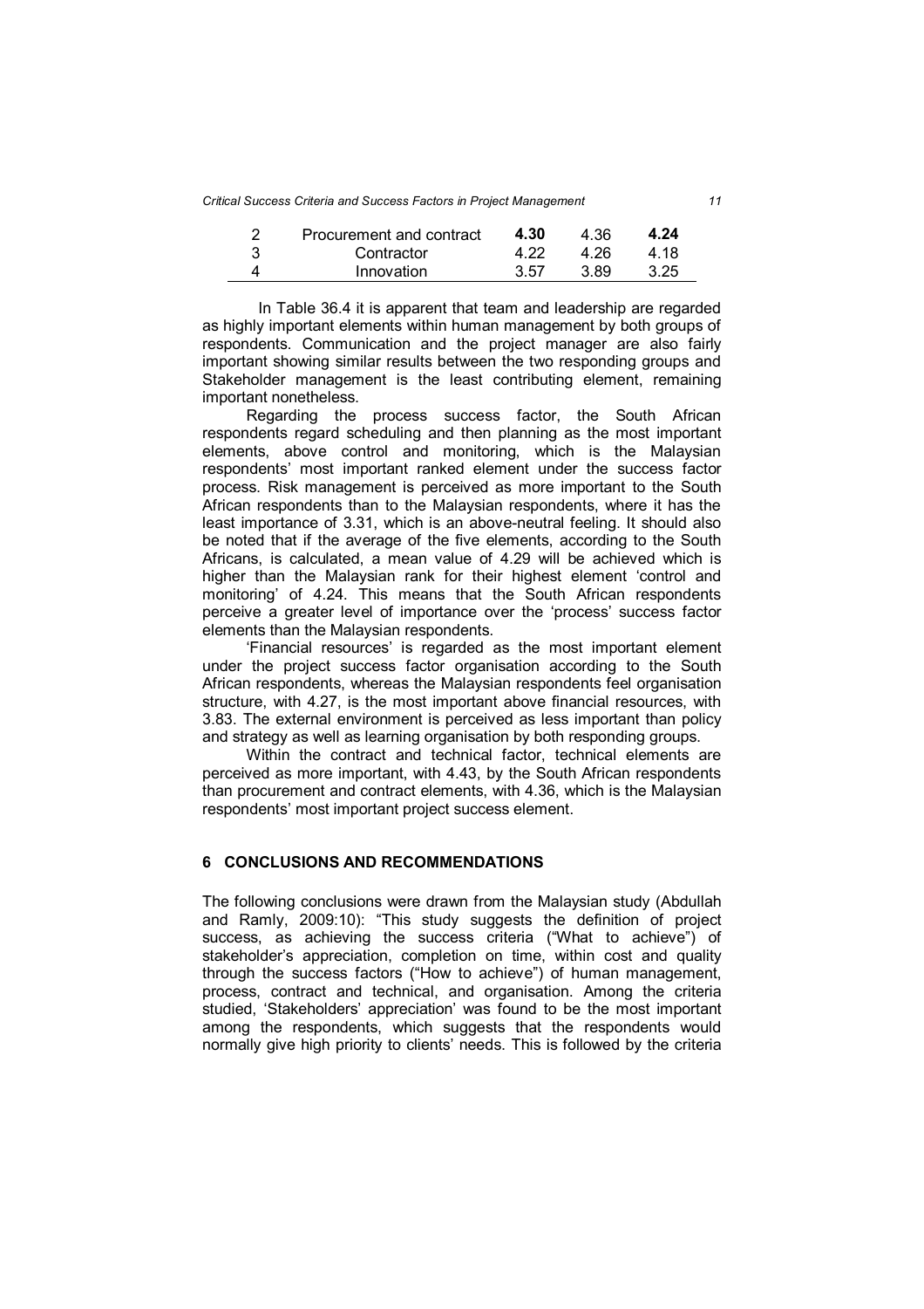| 2 | Procurement and contract | **4.30** | 4.36 | **4.24** |
|---|---|---|---|---|
| 3 | Contractor | 4.22 | 4.26 | 4.18 |
| 4 | Innovation | 3.57 | 3.89 | 3.25 |

In Table 36.4 it is apparent that team and leadership are regarded as highly important elements within human management by both groups of respondents. Communication and the project manager are also fairly important showing similar results between the two responding groups and Stakeholder management is the least contributing element, remaining important nonetheless.

Regarding the process success factor, the South African respondents regard scheduling and then planning as the most important elements, above control and monitoring, which is the Malaysian respondents' most important ranked element under the success factor process. Risk management is perceived as more important to the South African respondents than to the Malaysian respondents, where it has the least importance of 3.31, which is an above-neutral feeling. It should also be noted that if the average of the five elements, according to the South Africans, is calculated, a mean value of 4.29 will be achieved which is higher than the Malaysian rank for their highest element 'control and monitoring' of 4.24. This means that the South African respondents perceive a greater level of importance over the 'process' success factor elements than the Malaysian respondents.

'Financial resources' is regarded as the most important element under the project success factor organisation according to the South African respondents, whereas the Malaysian respondents feel organisation structure, with 4.27, is the most important above financial resources, with 3.83. The external environment is perceived as less important than policy and strategy as well as learning organisation by both responding groups.

Within the contract and technical factor, technical elements are perceived as more important, with 4.43, by the South African respondents than procurement and contract elements, with 4.36, which is the Malaysian respondents' most important project success element.

## 6 CONCLUSIONS AND RECOMMENDATIONS

The following conclusions were drawn from the Malaysian study (Abdullah and Ramly, 2009:10): "This study suggests the definition of project success, as achieving the success criteria ("What to achieve") of stakeholder's appreciation, completion on time, within cost and quality through the success factors ("How to achieve") of human management, process, contract and technical, and organisation. Among the criteria studied, 'Stakeholders' appreciation' was found to be the most important among the respondents, which suggests that the respondents would normally give high priority to clients' needs. This is followed by the criteria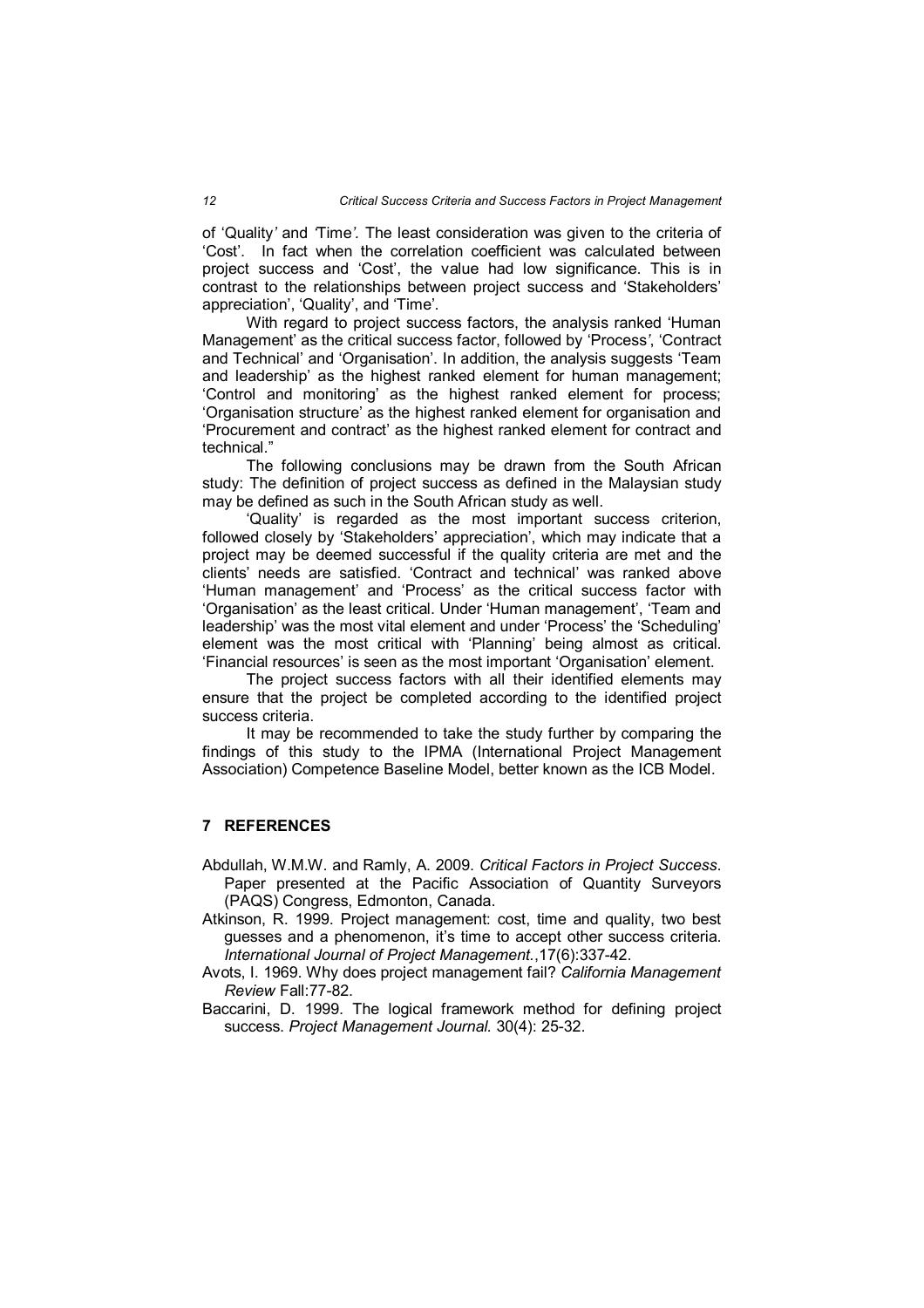of 'Quality' and 'Time'. The least consideration was given to the criteria of 'Cost'. In fact when the correlation coefficient was calculated between project success and 'Cost', the value had low significance. This is in contrast to the relationships between project success and 'Stakeholders' appreciation', 'Quality', and 'Time'.

With regard to project success factors, the analysis ranked 'Human Management' as the critical success factor, followed by 'Process', 'Contract and Technical' and 'Organisation'. In addition, the analysis suggests 'Team and leadership' as the highest ranked element for human management; 'Control and monitoring' as the highest ranked element for process; 'Organisation structure' as the highest ranked element for organisation and 'Procurement and contract' as the highest ranked element for contract and technical."

The following conclusions may be drawn from the South African study: The definition of project success as defined in the Malaysian study may be defined as such in the South African study as well.

'Quality' is regarded as the most important success criterion, followed closely by 'Stakeholders' appreciation', which may indicate that a project may be deemed successful if the quality criteria are met and the clients' needs are satisfied. 'Contract and technical' was ranked above 'Human management' and 'Process' as the critical success factor with 'Organisation' as the least critical. Under 'Human management', 'Team and leadership' was the most vital element and under 'Process' the 'Scheduling' element was the most critical with 'Planning' being almost as critical. 'Financial resources' is seen as the most important 'Organisation' element.

The project success factors with all their identified elements may ensure that the project be completed according to the identified project success criteria.

It may be recommended to take the study further by comparing the findings of this study to the IPMA (International Project Management Association) Competence Baseline Model, better known as the ICB Model.

## 7 REFERENCES

Abdullah, W.M.W. and Ramly, A. 2009. *Critical Factors in Project Success*. Paper presented at the Pacific Association of Quantity Surveyors (PAQS) Congress, Edmonton, Canada.

Atkinson, R. 1999. Project management: cost, time and quality, two best guesses and a phenomenon, it's time to accept other success criteria. *International Journal of Project Management.*,17(6):337-42.

Avots, I. 1969. Why does project management fail? *California Management Review* Fall:77-82.

Baccarini, D. 1999. The logical framework method for defining project success. *Project Management Journal.* 30(4): 25-32.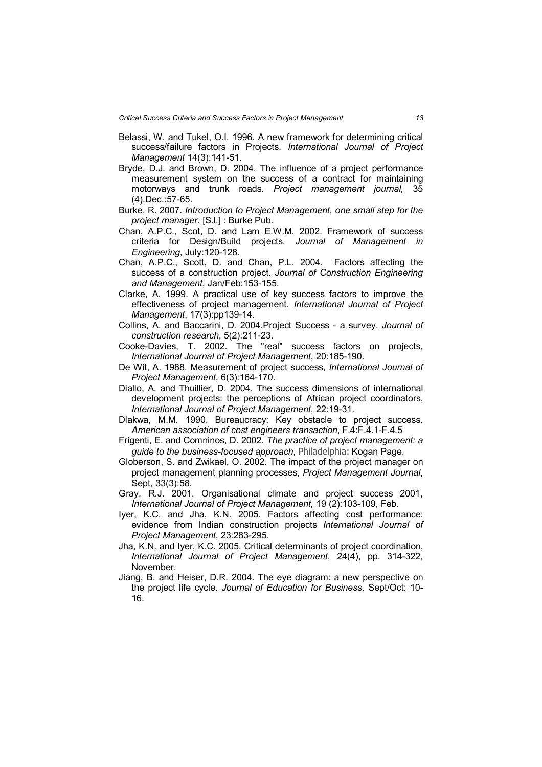Belassi, W. and Tukel, O.I. 1996. A new framework for determining critical success/failure factors in Projects. *International Journal of Project Management* 14(3):141-51.

Bryde, D.J. and Brown, D. 2004. The influence of a project performance measurement system on the success of a contract for maintaining motorways and trunk roads. *Project management journal,* 35 (4).Dec.:57-65.

Burke, R. 2007. *Introduction to Project Management, one small step for the project manager*. [S.l.] : Burke Pub.

Chan, A.P.C., Scot, D. and Lam E.W.M. 2002. Framework of success criteria for Design/Build projects. *Journal of Management in Engineering*, July:120-128.

Chan, A.P.C., Scott, D. and Chan, P.L. 2004. Factors affecting the success of a construction project. *Journal of Construction Engineering and Management*, Jan/Feb:153-155.

Clarke, A. 1999. A practical use of key success factors to improve the effectiveness of project management. *International Journal of Project Management*, 17(3):pp139-14.

Collins, A. and Baccarini, D. 2004.Project Success - a survey. *Journal of construction research*, 5(2):211-23.

Cooke-Davies, T. 2002. The "real" success factors on projects, *International Journal of Project Management*, 20:185-190.

De Wit, A. 1988. Measurement of project success, *International Journal of Project Management*, 6(3):164-170.

Diallo, A. and Thuillier, D. 2004. The success dimensions of international development projects: the perceptions of African project coordinators, *International Journal of Project Management*, 22:19-31.

Dlakwa, M.M. 1990. Bureaucracy: Key obstacle to project success. *American association of cost engineers transaction*, F.4:F.4.1-F.4.5

Frigenti, E. and Comninos, D. 2002. *The practice of project management: a guide to the business-focused approach*, Philadelphia: Kogan Page.

Globerson, S. and Zwikael, O. 2002. The impact of the project manager on project management planning processes, *Project Management Journal*, Sept, 33(3):58.

Gray, R.J. 2001. Organisational climate and project success 2001, *International Journal of Project Management,* 19 (2):103-109, Feb.

Iyer, K.C. and Jha, K.N. 2005. Factors affecting cost performance: evidence from Indian construction projects *International Journal of Project Management*, 23:283-295.

Jha, K.N. and Iyer, K.C. 2005. Critical determinants of project coordination, *International Journal of Project Management*, 24(4), pp. 314-322, November.

Jiang, B. and Heiser, D.R. 2004. The eye diagram: a new perspective on the project life cycle. *Journal of Education for Business,* Sept/Oct: 10-16.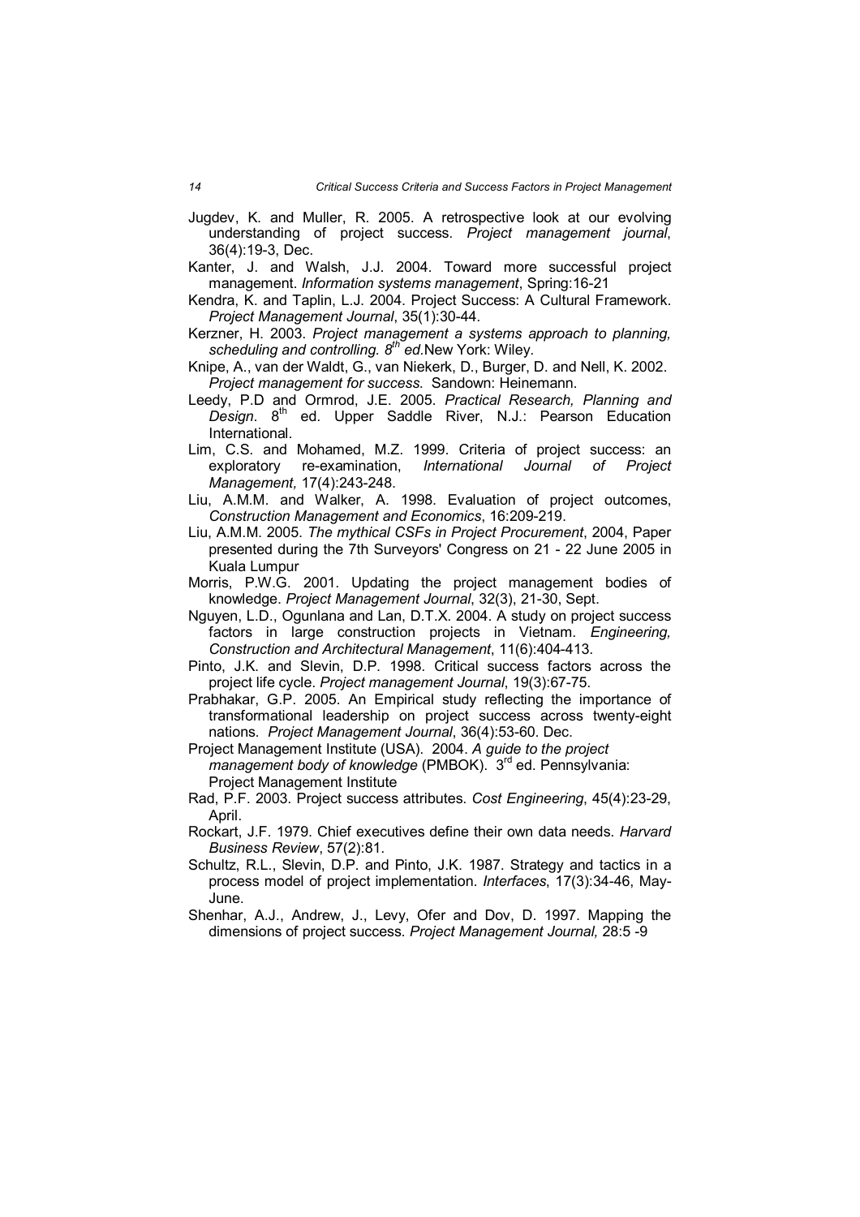Jugdev, K. and Muller, R. 2005. A retrospective look at our evolving understanding of project success. *Project management journal*, 36(4):19-3, Dec.

Kanter, J. and Walsh, J.J. 2004. Toward more successful project management. *Information systems management*, Spring:16-21

Kendra, K. and Taplin, L.J. 2004. Project Success: A Cultural Framework. *Project Management Journal*, 35(1):30-44.

Kerzner, H. 2003. *Project management a systems approach to planning, scheduling and controlling. 8th ed.* New York: Wiley.

Knipe, A., van der Waldt, G., van Niekerk, D., Burger, D. and Nell, K. 2002. *Project management for success.* Sandown: Heinemann.

Leedy, P.D and Ormrod, J.E. 2005. *Practical Research, Planning and Design*. 8th ed. Upper Saddle River, N.J.: Pearson Education International.

Lim, C.S. and Mohamed, M.Z. 1999. Criteria of project success: an exploratory re-examination, *International Journal of Project Management,* 17(4):243-248.

Liu, A.M.M. and Walker, A. 1998. Evaluation of project outcomes, *Construction Management and Economics*, 16:209-219.

Liu, A.M.M. 2005. *The mythical CSFs in Project Procurement*, 2004, Paper presented during the 7th Surveyors' Congress on 21 - 22 June 2005 in Kuala Lumpur

Morris, P.W.G. 2001. Updating the project management bodies of knowledge. *Project Management Journal*, 32(3), 21-30, Sept.

Nguyen, L.D., Ogunlana and Lan, D.T.X. 2004. A study on project success factors in large construction projects in Vietnam. *Engineering, Construction and Architectural Management*, 11(6):404-413.

Pinto, J.K. and Slevin, D.P. 1998. Critical success factors across the project life cycle. *Project management Journal*, 19(3):67-75.

Prabhakar, G.P. 2005. An Empirical study reflecting the importance of transformational leadership on project success across twenty-eight nations. *Project Management Journal*, 36(4):53-60. Dec.

Project Management Institute (USA). 2004. *A guide to the project management body of knowledge* (PMBOK). 3rd ed. Pennsylvania: Project Management Institute

Rad, P.F. 2003. Project success attributes. *Cost Engineering*, 45(4):23-29, April.

Rockart, J.F. 1979. Chief executives define their own data needs. *Harvard Business Review*, 57(2):81.

Schultz, R.L., Slevin, D.P. and Pinto, J.K. 1987. Strategy and tactics in a process model of project implementation. *Interfaces*, 17(3):34-46, May-June.

Shenhar, A.J., Andrew, J., Levy, Ofer and Dov, D. 1997. Mapping the dimensions of project success. *Project Management Journal,* 28:5 -9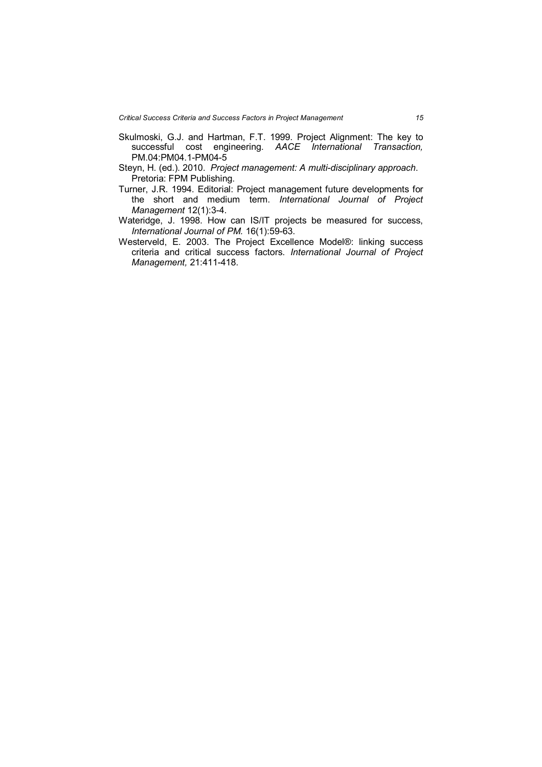Skulmoski, G.J. and Hartman, F.T. 1999. Project Alignment: The key to successful cost engineering. *AACE International Transaction,* PM.04:PM04.1-PM04-5

Steyn, H. (ed.). 2010. *Project management: A multi-disciplinary approach*. Pretoria: FPM Publishing.

Turner, J.R. 1994. Editorial: Project management future developments for the short and medium term. *International Journal of Project Management* 12(1):3-4.

Wateridge, J. 1998. How can IS/IT projects be measured for success, *International Journal of PM.* 16(1):59-63.

Westerveld, E. 2003. The Project Excellence Model®: linking success criteria and critical success factors. *International Journal of Project Management,* 21:411-418.